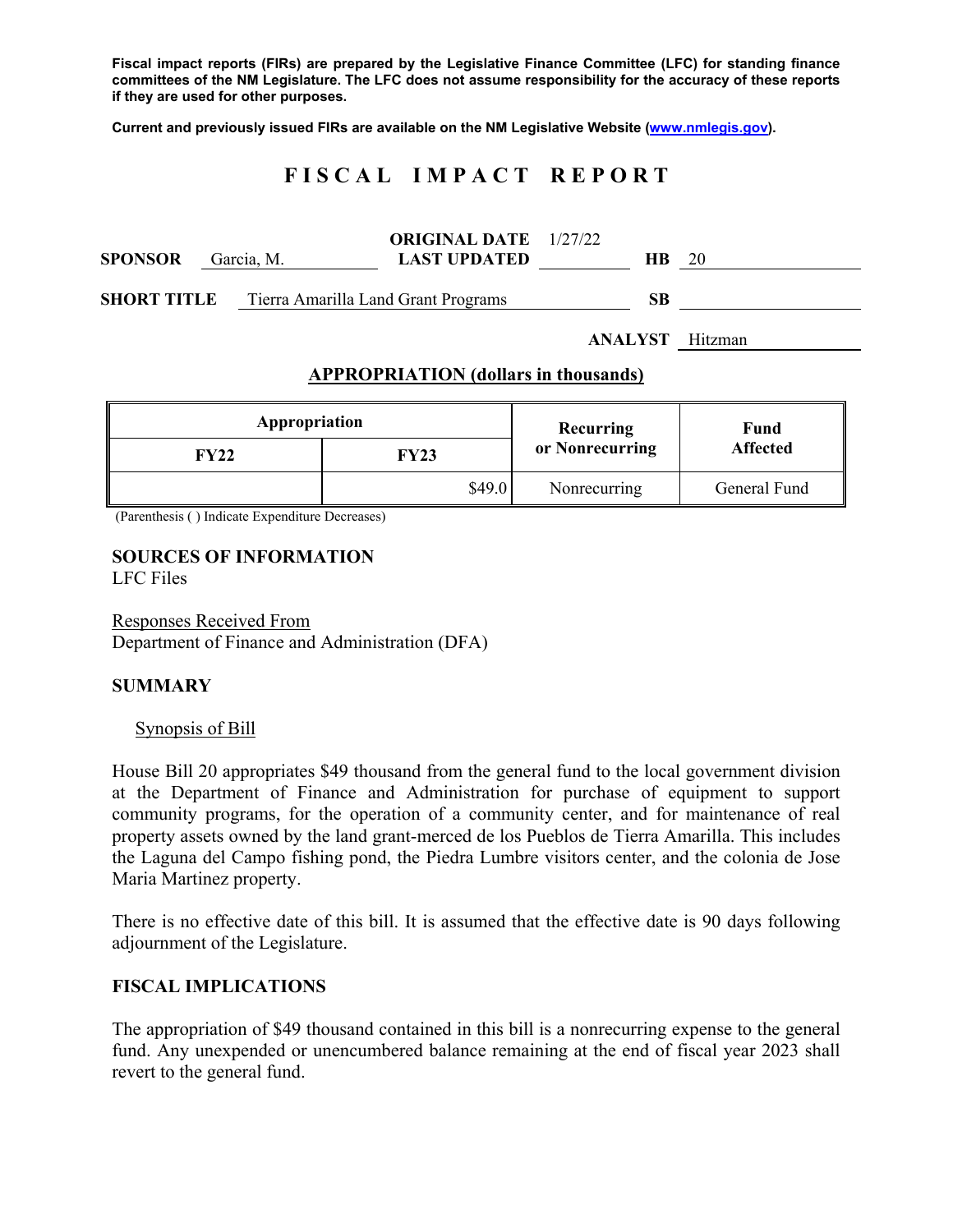**Fiscal impact reports (FIRs) are prepared by the Legislative Finance Committee (LFC) for standing finance committees of the NM Legislature. The LFC does not assume responsibility for the accuracy of these reports if they are used for other purposes.**

**Current and previously issued FIRs are available on the NM Legislative Website (www.nmlegis.gov).**

# FISCAL IMPACT REPORT

**SPONSOR** Garcia, M. **ORIGINAL DATE** 1/27/22 **LAST UPDATED** **HB** 20

**SHORT TITLE** Tierra Amarilla Land Grant Programs **SB**

**ANALYST** Hitzman

## APPROPRIATION (dollars in thousands)

| Appropriation | | Recurring or Nonrecurring | Fund Affected |
|---|---|---|---|
| **FY22** | **FY23** | | |
| | $49.0 | Nonrecurring | General Fund |

(Parenthesis ( ) Indicate Expenditure Decreases)

### SOURCES OF INFORMATION
LFC Files

Responses Received From
Department of Finance and Administration (DFA)

### SUMMARY

Synopsis of Bill

House Bill 20 appropriates $49 thousand from the general fund to the local government division at the Department of Finance and Administration for purchase of equipment to support community programs, for the operation of a community center, and for maintenance of real property assets owned by the land grant-merced de los Pueblos de Tierra Amarilla. This includes the Laguna del Campo fishing pond, the Piedra Lumbre visitors center, and the colonia de Jose Maria Martinez property.

There is no effective date of this bill. It is assumed that the effective date is 90 days following adjournment of the Legislature.

### FISCAL IMPLICATIONS

The appropriation of $49 thousand contained in this bill is a nonrecurring expense to the general fund. Any unexpended or unencumbered balance remaining at the end of fiscal year 2023 shall revert to the general fund.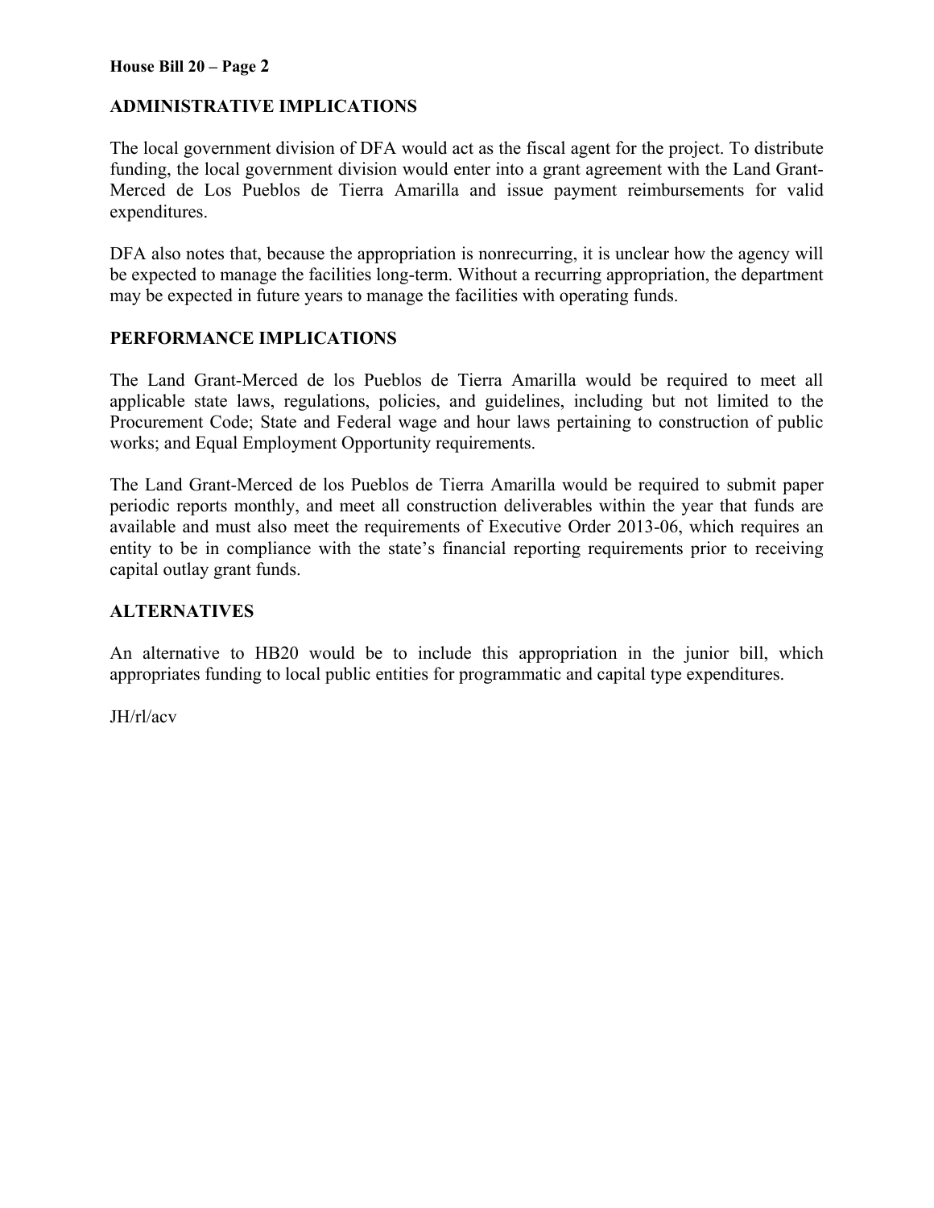## ADMINISTRATIVE IMPLICATIONS

The local government division of DFA would act as the fiscal agent for the project. To distribute funding, the local government division would enter into a grant agreement with the Land Grant-Merced de Los Pueblos de Tierra Amarilla and issue payment reimbursements for valid expenditures.

DFA also notes that, because the appropriation is nonrecurring, it is unclear how the agency will be expected to manage the facilities long-term. Without a recurring appropriation, the department may be expected in future years to manage the facilities with operating funds.

## PERFORMANCE IMPLICATIONS

The Land Grant-Merced de los Pueblos de Tierra Amarilla would be required to meet all applicable state laws, regulations, policies, and guidelines, including but not limited to the Procurement Code; State and Federal wage and hour laws pertaining to construction of public works; and Equal Employment Opportunity requirements.

The Land Grant-Merced de los Pueblos de Tierra Amarilla would be required to submit paper periodic reports monthly, and meet all construction deliverables within the year that funds are available and must also meet the requirements of Executive Order 2013-06, which requires an entity to be in compliance with the state's financial reporting requirements prior to receiving capital outlay grant funds.

## ALTERNATIVES

An alternative to HB20 would be to include this appropriation in the junior bill, which appropriates funding to local public entities for programmatic and capital type expenditures.

JH/rl/acv